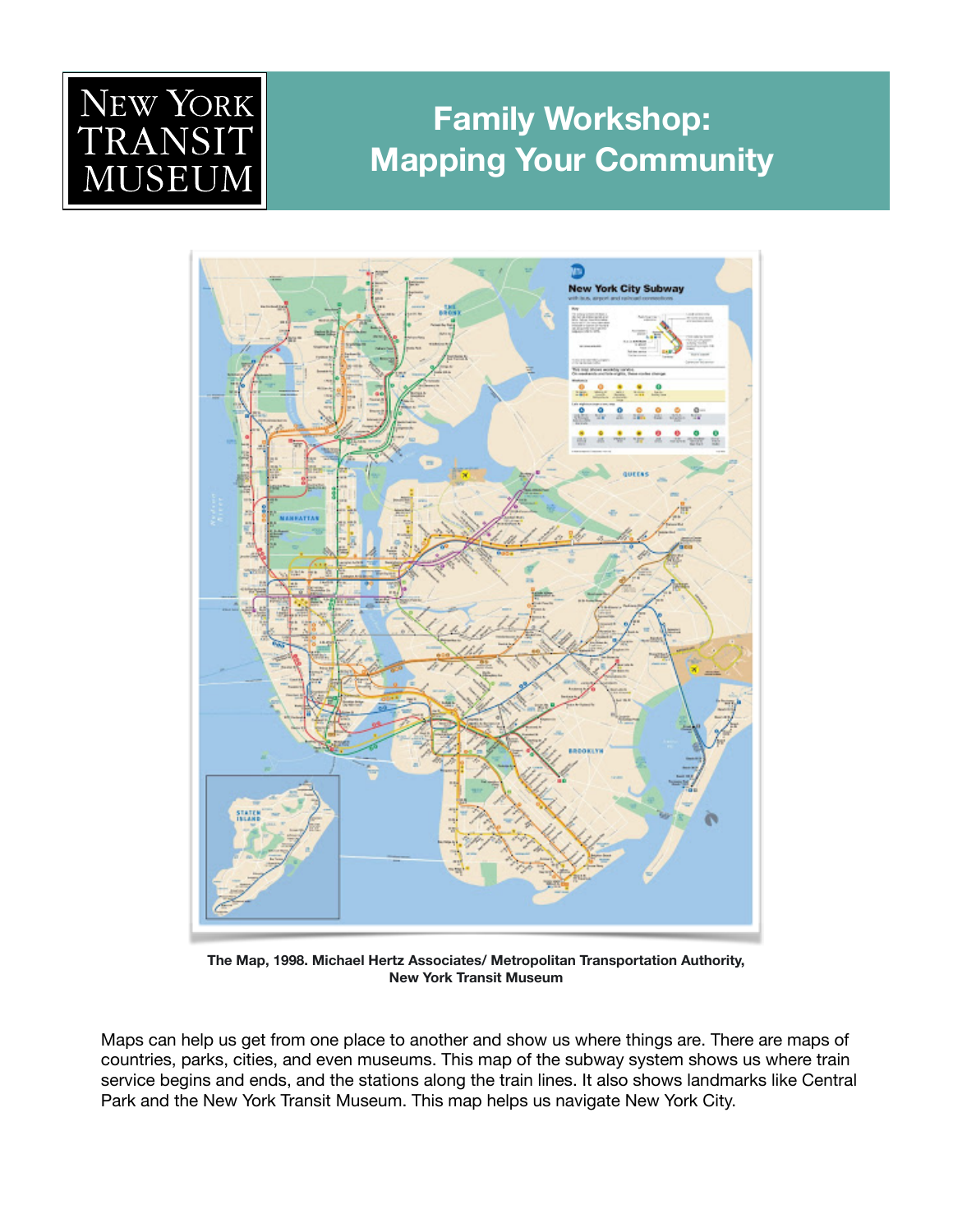NEW YORK TRANSIT MUSEUM

# Family Workshop: Mapping Your Community

**The Map, 1998. Michael Hertz Associates/ Metropolitan Transportation Authority, New York Transit Museum**

Maps can help us get from one place to another and show us where things are. There are maps of countries, parks, cities, and even museums. This map of the subway system shows us where train service begins and ends, and the stations along the train lines. It also shows landmarks like Central Park and the New York Transit Museum. This map helps us navigate New York City.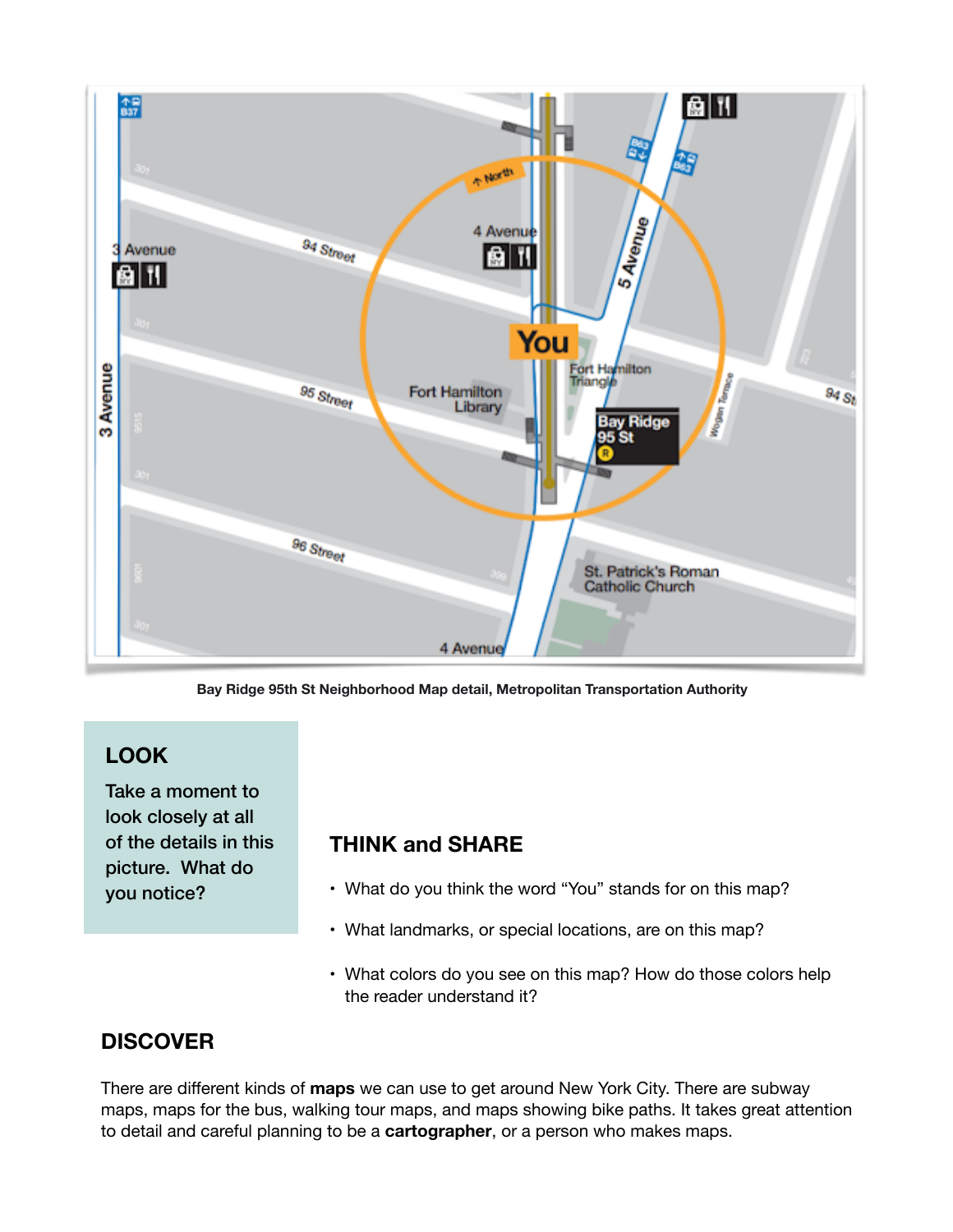Bay Ridge 95th St Neighborhood Map detail, Metropolitan Transportation Authority

## LOOK

Take a moment to look closely at all of the details in this picture. What do you notice?

## THINK and SHARE

- What do you think the word "You" stands for on this map?
- What landmarks, or special locations, are on this map?
- What colors do you see on this map? How do those colors help the reader understand it?

## DISCOVER

There are different kinds of **maps** we can use to get around New York City. There are subway maps, maps for the bus, walking tour maps, and maps showing bike paths. It takes great attention to detail and careful planning to be a **cartographer**, or a person who makes maps.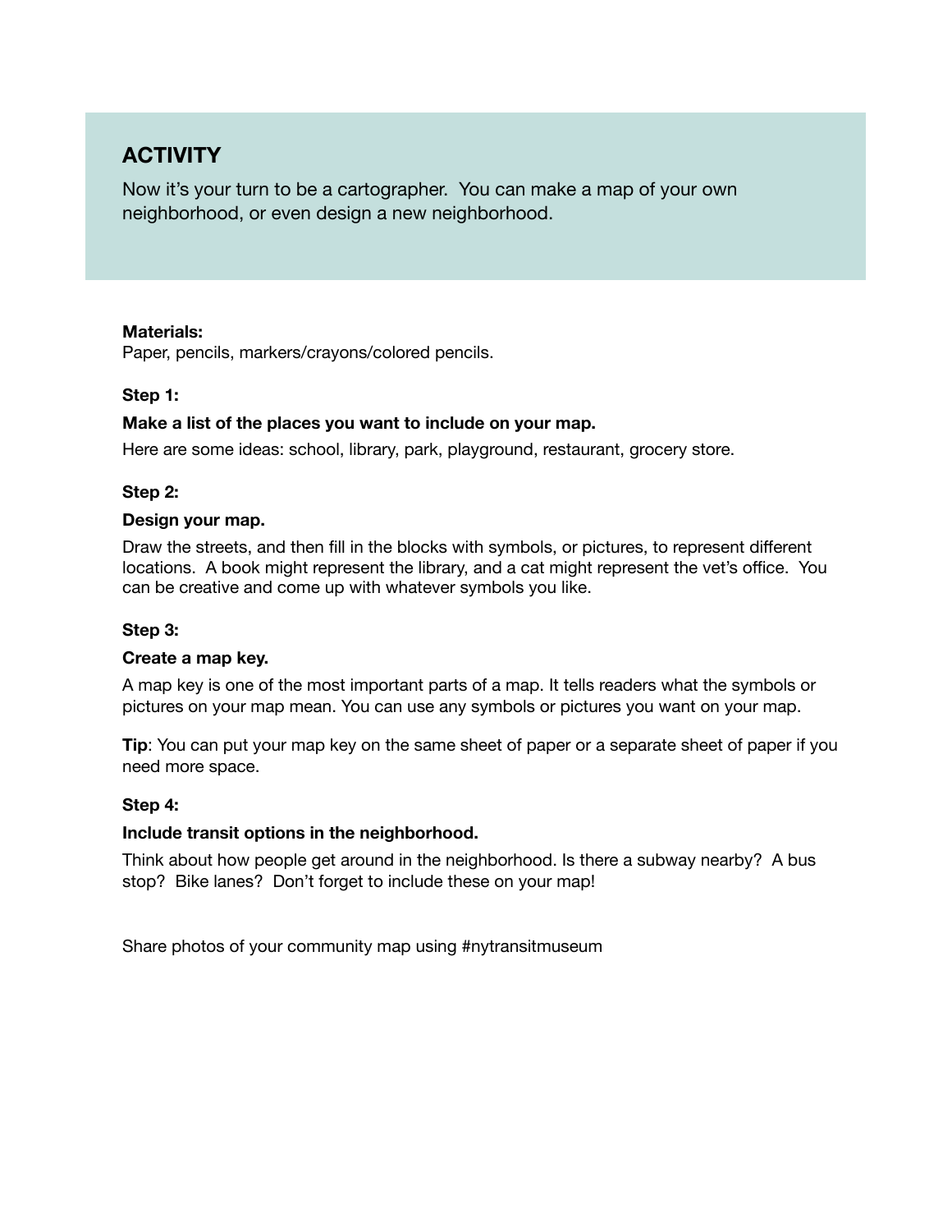## ACTIVITY

Now it's your turn to be a cartographer. You can make a map of your own neighborhood, or even design a new neighborhood.

**Materials:**
Paper, pencils, markers/crayons/colored pencils.

**Step 1:**

**Make a list of the places you want to include on your map.**

Here are some ideas: school, library, park, playground, restaurant, grocery store.

**Step 2:**

**Design your map.**

Draw the streets, and then fill in the blocks with symbols, or pictures, to represent different locations. A book might represent the library, and a cat might represent the vet's office. You can be creative and come up with whatever symbols you like.

**Step 3:**

**Create a map key.**

A map key is one of the most important parts of a map. It tells readers what the symbols or pictures on your map mean. You can use any symbols or pictures you want on your map.

**Tip**: You can put your map key on the same sheet of paper or a separate sheet of paper if you need more space.

**Step 4:**

**Include transit options in the neighborhood.**

Think about how people get around in the neighborhood. Is there a subway nearby? A bus stop? Bike lanes? Don't forget to include these on your map!

Share photos of your community map using #nytransitmuseum